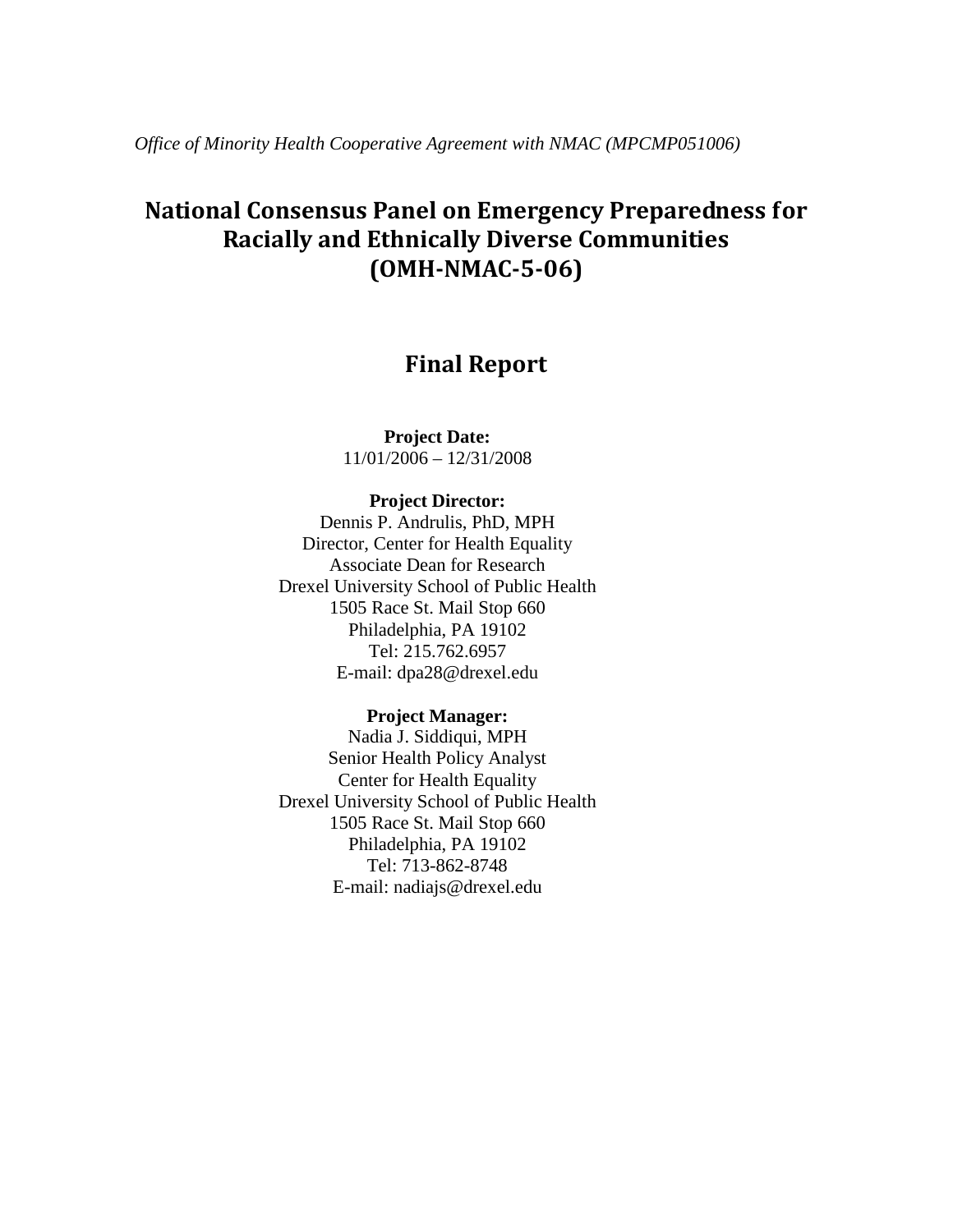*Office of Minority Health Cooperative Agreement with NMAC (MPCMP051006)*

# National Consensus Panel on Emergency Preparedness for Racially and Ethnically Diverse Communities (OMH-NMAC-5-06)

## Final Report

**Project Date:**
11/01/2006 – 12/31/2008

**Project Director:**
Dennis P. Andrulis, PhD, MPH
Director, Center for Health Equality
Associate Dean for Research
Drexel University School of Public Health
1505 Race St. Mail Stop 660
Philadelphia, PA 19102
Tel: 215.762.6957
E-mail: dpa28@drexel.edu

**Project Manager:**
Nadia J. Siddiqui, MPH
Senior Health Policy Analyst
Center for Health Equality
Drexel University School of Public Health
1505 Race St. Mail Stop 660
Philadelphia, PA 19102
Tel: 713-862-8748
E-mail: nadiajs@drexel.edu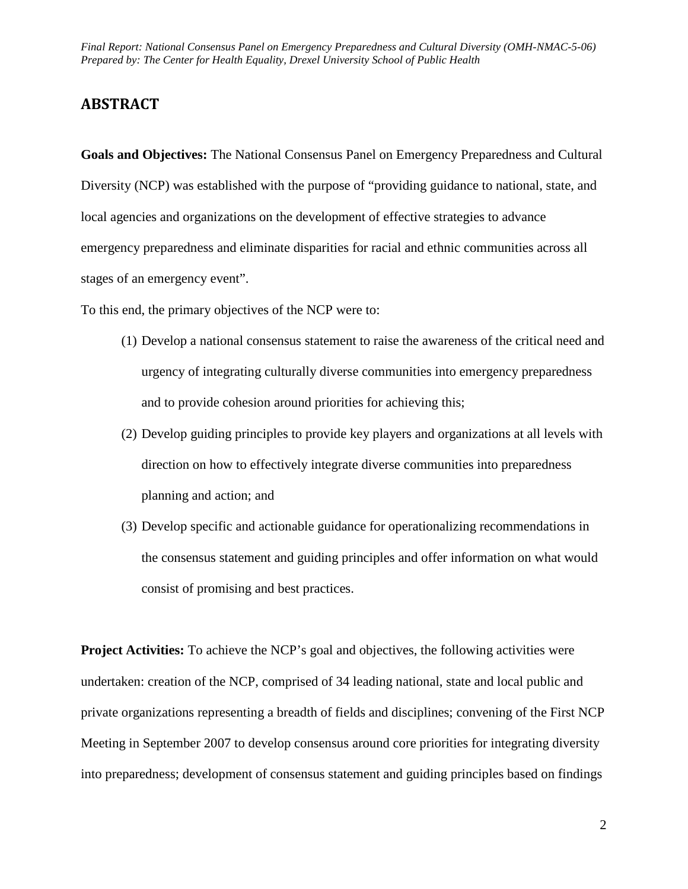## ABSTRACT

**Goals and Objectives:** The National Consensus Panel on Emergency Preparedness and Cultural Diversity (NCP) was established with the purpose of "providing guidance to national, state, and local agencies and organizations on the development of effective strategies to advance emergency preparedness and eliminate disparities for racial and ethnic communities across all stages of an emergency event".

To this end, the primary objectives of the NCP were to:

(1) Develop a national consensus statement to raise the awareness of the critical need and urgency of integrating culturally diverse communities into emergency preparedness and to provide cohesion around priorities for achieving this;

(2) Develop guiding principles to provide key players and organizations at all levels with direction on how to effectively integrate diverse communities into preparedness planning and action; and

(3) Develop specific and actionable guidance for operationalizing recommendations in the consensus statement and guiding principles and offer information on what would consist of promising and best practices.

**Project Activities:** To achieve the NCP's goal and objectives, the following activities were undertaken: creation of the NCP, comprised of 34 leading national, state and local public and private organizations representing a breadth of fields and disciplines; convening of the First NCP Meeting in September 2007 to develop consensus around core priorities for integrating diversity into preparedness; development of consensus statement and guiding principles based on findings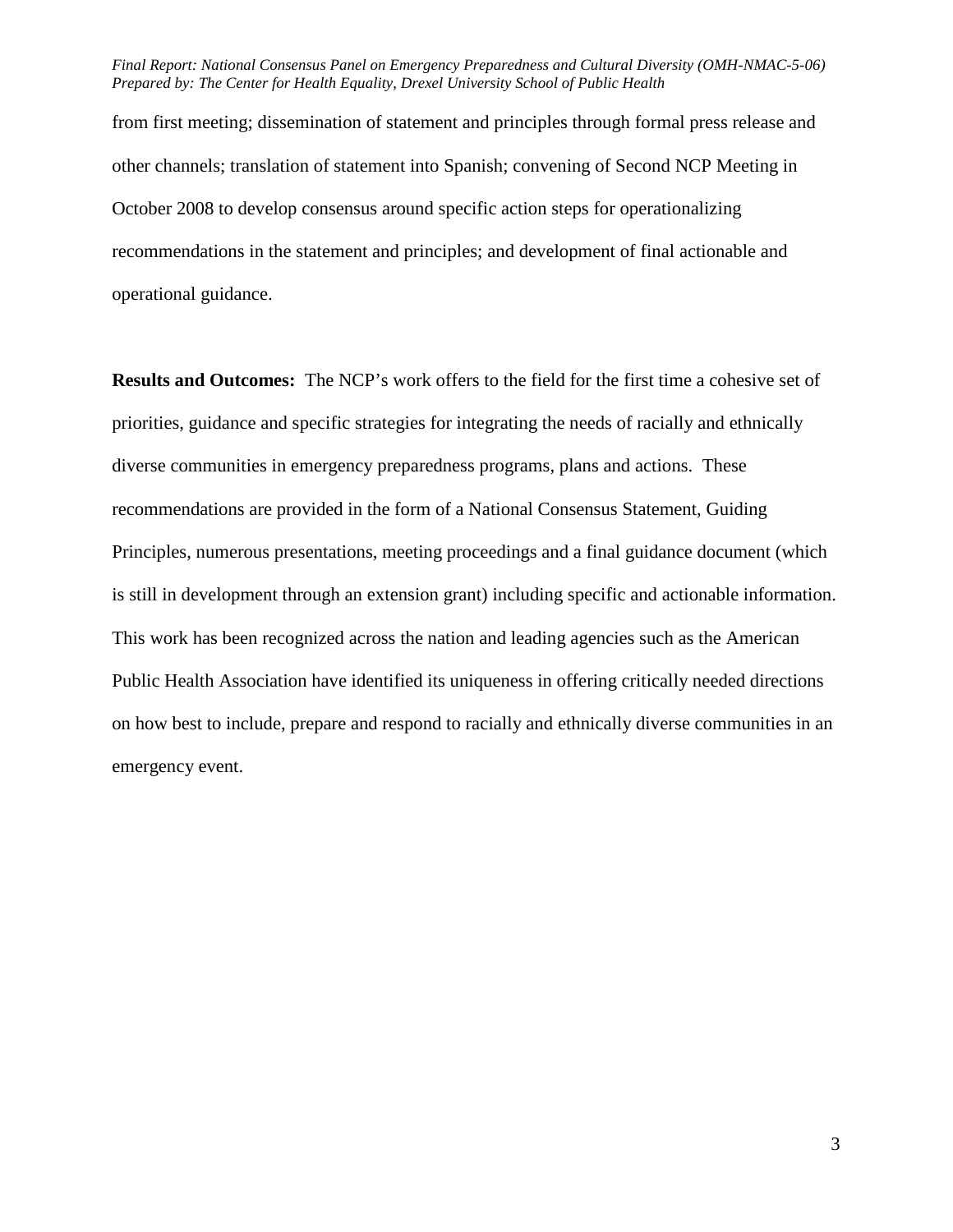from first meeting; dissemination of statement and principles through formal press release and other channels; translation of statement into Spanish; convening of Second NCP Meeting in October 2008 to develop consensus around specific action steps for operationalizing recommendations in the statement and principles; and development of final actionable and operational guidance.

**Results and Outcomes:** The NCP's work offers to the field for the first time a cohesive set of priorities, guidance and specific strategies for integrating the needs of racially and ethnically diverse communities in emergency preparedness programs, plans and actions. These recommendations are provided in the form of a National Consensus Statement, Guiding Principles, numerous presentations, meeting proceedings and a final guidance document (which is still in development through an extension grant) including specific and actionable information. This work has been recognized across the nation and leading agencies such as the American Public Health Association have identified its uniqueness in offering critically needed directions on how best to include, prepare and respond to racially and ethnically diverse communities in an emergency event.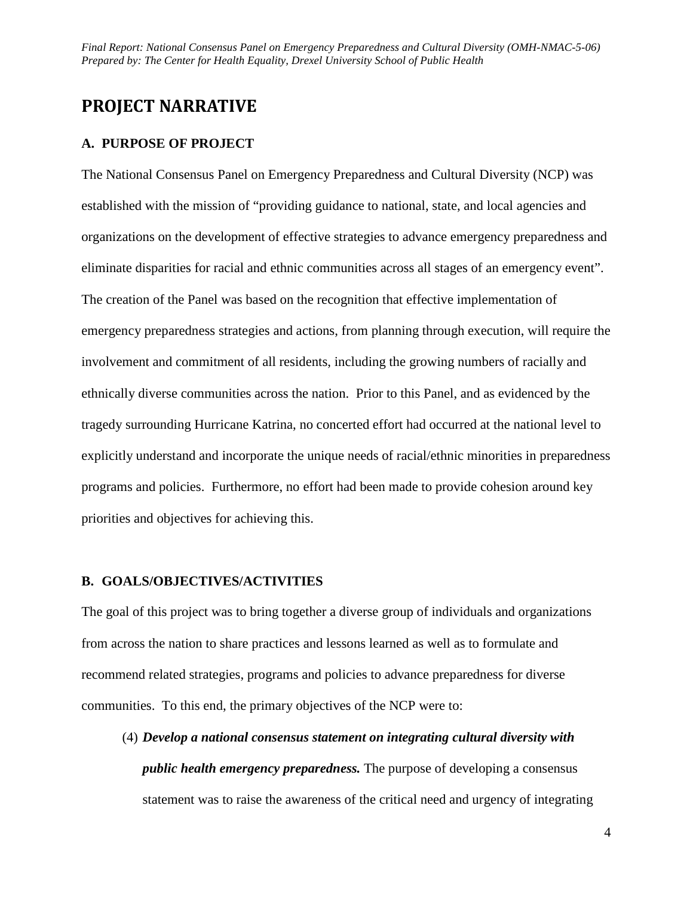# PROJECT NARRATIVE

## A. PURPOSE OF PROJECT

The National Consensus Panel on Emergency Preparedness and Cultural Diversity (NCP) was established with the mission of "providing guidance to national, state, and local agencies and organizations on the development of effective strategies to advance emergency preparedness and eliminate disparities for racial and ethnic communities across all stages of an emergency event". The creation of the Panel was based on the recognition that effective implementation of emergency preparedness strategies and actions, from planning through execution, will require the involvement and commitment of all residents, including the growing numbers of racially and ethnically diverse communities across the nation. Prior to this Panel, and as evidenced by the tragedy surrounding Hurricane Katrina, no concerted effort had occurred at the national level to explicitly understand and incorporate the unique needs of racial/ethnic minorities in preparedness programs and policies. Furthermore, no effort had been made to provide cohesion around key priorities and objectives for achieving this.

## B. GOALS/OBJECTIVES/ACTIVITIES

The goal of this project was to bring together a diverse group of individuals and organizations from across the nation to share practices and lessons learned as well as to formulate and recommend related strategies, programs and policies to advance preparedness for diverse communities. To this end, the primary objectives of the NCP were to:

(4) ***Develop a national consensus statement on integrating cultural diversity with public health emergency preparedness.*** The purpose of developing a consensus statement was to raise the awareness of the critical need and urgency of integrating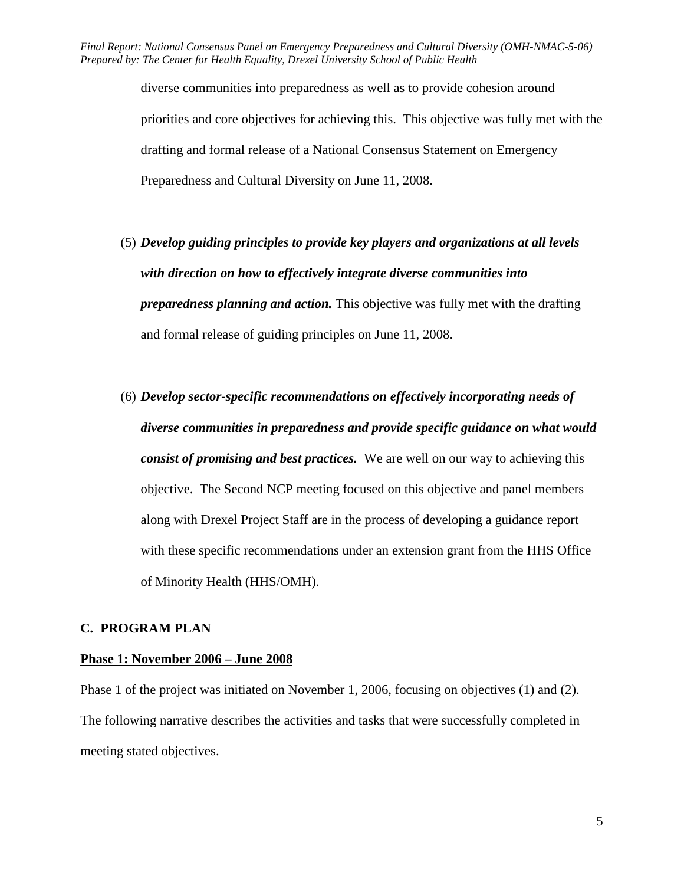diverse communities into preparedness as well as to provide cohesion around priorities and core objectives for achieving this. This objective was fully met with the drafting and formal release of a National Consensus Statement on Emergency Preparedness and Cultural Diversity on June 11, 2008.

(5) ***Develop guiding principles to provide key players and organizations at all levels with direction on how to effectively integrate diverse communities into preparedness planning and action.*** This objective was fully met with the drafting and formal release of guiding principles on June 11, 2008.

(6) ***Develop sector-specific recommendations on effectively incorporating needs of diverse communities in preparedness and provide specific guidance on what would consist of promising and best practices.*** We are well on our way to achieving this objective. The Second NCP meeting focused on this objective and panel members along with Drexel Project Staff are in the process of developing a guidance report with these specific recommendations under an extension grant from the HHS Office of Minority Health (HHS/OMH).

## C. PROGRAM PLAN

### Phase 1: November 2006 – June 2008

Phase 1 of the project was initiated on November 1, 2006, focusing on objectives (1) and (2). The following narrative describes the activities and tasks that were successfully completed in meeting stated objectives.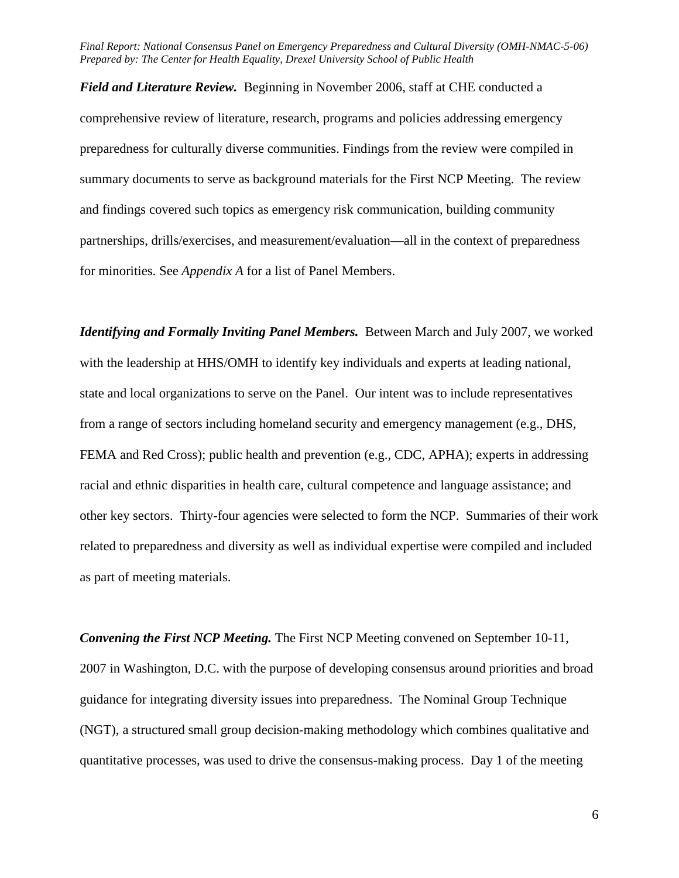***Field and Literature Review.*** Beginning in November 2006, staff at CHE conducted a comprehensive review of literature, research, programs and policies addressing emergency preparedness for culturally diverse communities. Findings from the review were compiled in summary documents to serve as background materials for the First NCP Meeting. The review and findings covered such topics as emergency risk communication, building community partnerships, drills/exercises, and measurement/evaluation—all in the context of preparedness for minorities. See *Appendix A* for a list of Panel Members.

***Identifying and Formally Inviting Panel Members.*** Between March and July 2007, we worked with the leadership at HHS/OMH to identify key individuals and experts at leading national, state and local organizations to serve on the Panel. Our intent was to include representatives from a range of sectors including homeland security and emergency management (e.g., DHS, FEMA and Red Cross); public health and prevention (e.g., CDC, APHA); experts in addressing racial and ethnic disparities in health care, cultural competence and language assistance; and other key sectors. Thirty-four agencies were selected to form the NCP. Summaries of their work related to preparedness and diversity as well as individual expertise were compiled and included as part of meeting materials.

***Convening the First NCP Meeting.*** The First NCP Meeting convened on September 10-11, 2007 in Washington, D.C. with the purpose of developing consensus around priorities and broad guidance for integrating diversity issues into preparedness. The Nominal Group Technique (NGT), a structured small group decision-making methodology which combines qualitative and quantitative processes, was used to drive the consensus-making process. Day 1 of the meeting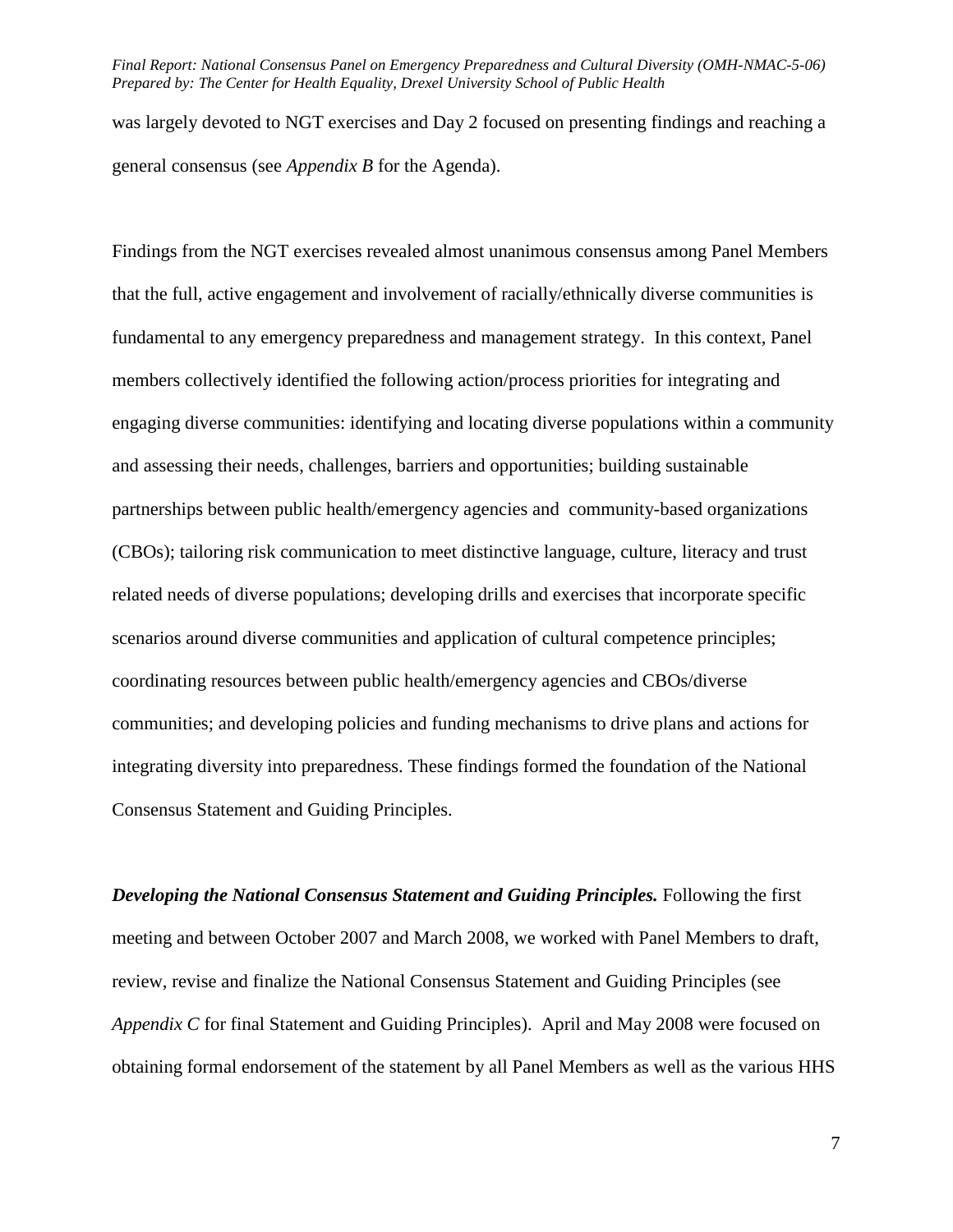was largely devoted to NGT exercises and Day 2 focused on presenting findings and reaching a general consensus (see *Appendix B* for the Agenda).

Findings from the NGT exercises revealed almost unanimous consensus among Panel Members that the full, active engagement and involvement of racially/ethnically diverse communities is fundamental to any emergency preparedness and management strategy. In this context, Panel members collectively identified the following action/process priorities for integrating and engaging diverse communities: identifying and locating diverse populations within a community and assessing their needs, challenges, barriers and opportunities; building sustainable partnerships between public health/emergency agencies and community-based organizations (CBOs); tailoring risk communication to meet distinctive language, culture, literacy and trust related needs of diverse populations; developing drills and exercises that incorporate specific scenarios around diverse communities and application of cultural competence principles; coordinating resources between public health/emergency agencies and CBOs/diverse communities; and developing policies and funding mechanisms to drive plans and actions for integrating diversity into preparedness. These findings formed the foundation of the National Consensus Statement and Guiding Principles.

***Developing the National Consensus Statement and Guiding Principles.*** Following the first meeting and between October 2007 and March 2008, we worked with Panel Members to draft, review, revise and finalize the National Consensus Statement and Guiding Principles (see *Appendix C* for final Statement and Guiding Principles). April and May 2008 were focused on obtaining formal endorsement of the statement by all Panel Members as well as the various HHS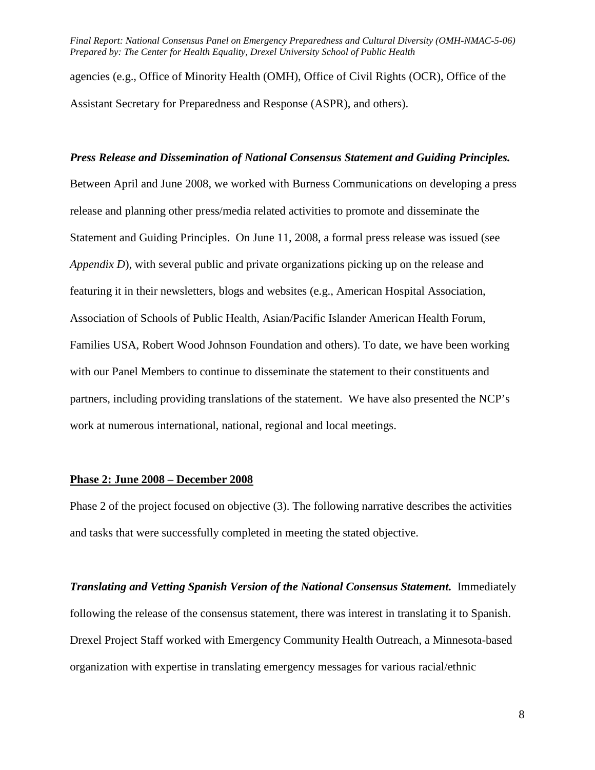agencies (e.g., Office of Minority Health (OMH), Office of Civil Rights (OCR), Office of the Assistant Secretary for Preparedness and Response (ASPR), and others).

***Press Release and Dissemination of National Consensus Statement and Guiding Principles.*** Between April and June 2008, we worked with Burness Communications on developing a press release and planning other press/media related activities to promote and disseminate the Statement and Guiding Principles. On June 11, 2008, a formal press release was issued (see *Appendix D*), with several public and private organizations picking up on the release and featuring it in their newsletters, blogs and websites (e.g., American Hospital Association, Association of Schools of Public Health, Asian/Pacific Islander American Health Forum, Families USA, Robert Wood Johnson Foundation and others). To date, we have been working with our Panel Members to continue to disseminate the statement to their constituents and partners, including providing translations of the statement. We have also presented the NCP's work at numerous international, national, regional and local meetings.

## Phase 2: June 2008 – December 2008

Phase 2 of the project focused on objective (3). The following narrative describes the activities and tasks that were successfully completed in meeting the stated objective.

***Translating and Vetting Spanish Version of the National Consensus Statement.*** Immediately following the release of the consensus statement, there was interest in translating it to Spanish. Drexel Project Staff worked with Emergency Community Health Outreach, a Minnesota-based organization with expertise in translating emergency messages for various racial/ethnic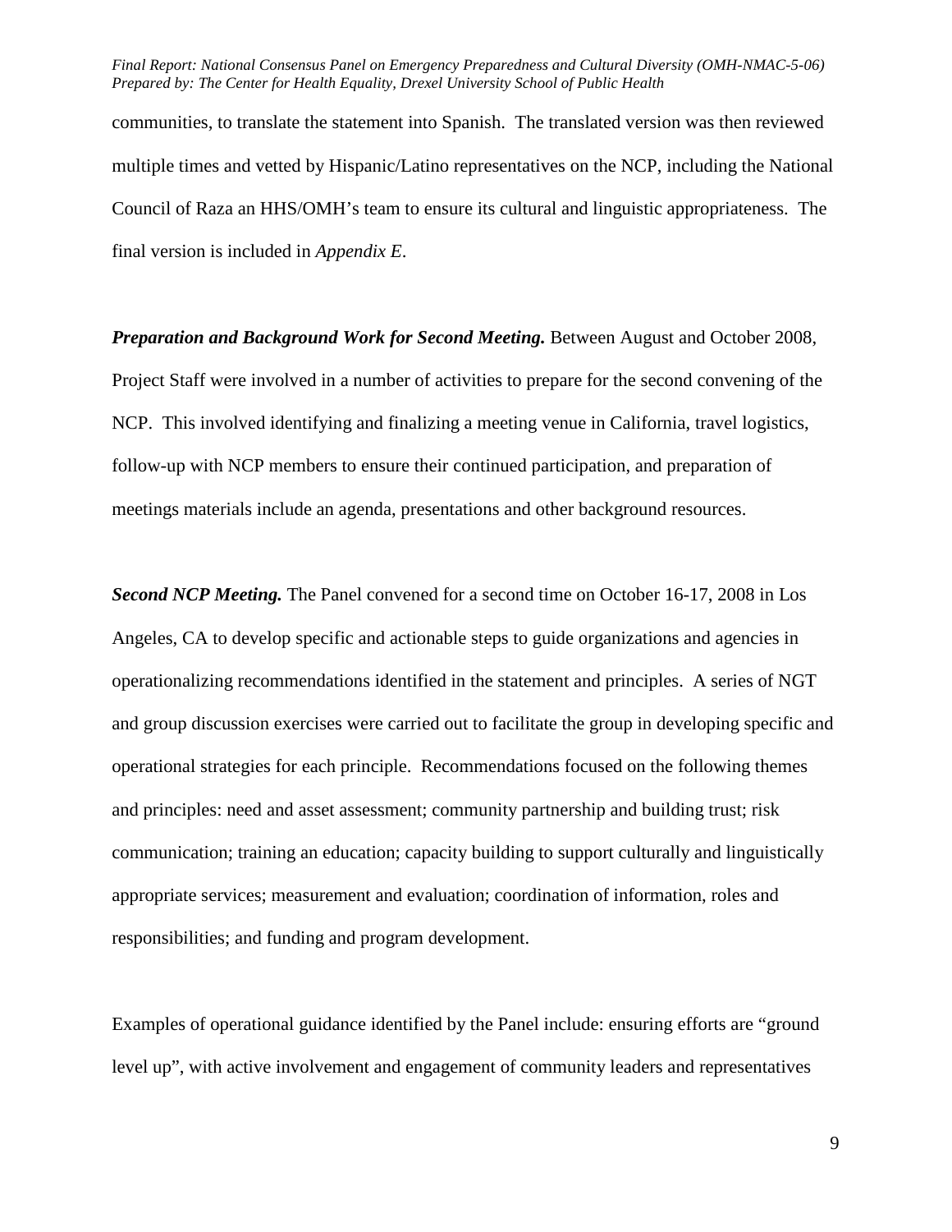communities, to translate the statement into Spanish. The translated version was then reviewed multiple times and vetted by Hispanic/Latino representatives on the NCP, including the National Council of Raza an HHS/OMH's team to ensure its cultural and linguistic appropriateness. The final version is included in *Appendix E*.

***Preparation and Background Work for Second Meeting.*** Between August and October 2008, Project Staff were involved in a number of activities to prepare for the second convening of the NCP. This involved identifying and finalizing a meeting venue in California, travel logistics, follow-up with NCP members to ensure their continued participation, and preparation of meetings materials include an agenda, presentations and other background resources.

***Second NCP Meeting.*** The Panel convened for a second time on October 16-17, 2008 in Los Angeles, CA to develop specific and actionable steps to guide organizations and agencies in operationalizing recommendations identified in the statement and principles. A series of NGT and group discussion exercises were carried out to facilitate the group in developing specific and operational strategies for each principle. Recommendations focused on the following themes and principles: need and asset assessment; community partnership and building trust; risk communication; training an education; capacity building to support culturally and linguistically appropriate services; measurement and evaluation; coordination of information, roles and responsibilities; and funding and program development.

Examples of operational guidance identified by the Panel include: ensuring efforts are "ground level up", with active involvement and engagement of community leaders and representatives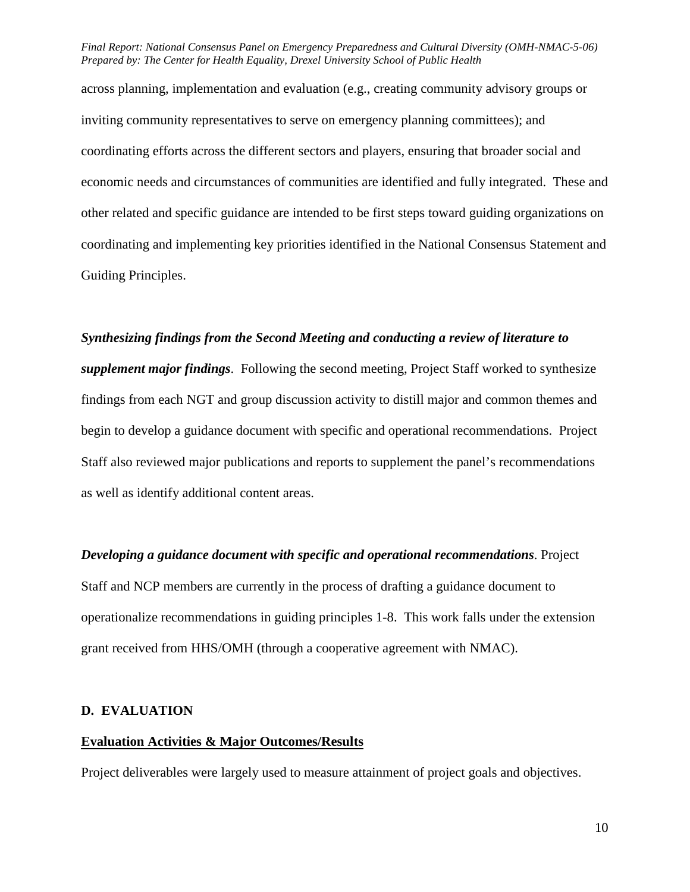across planning, implementation and evaluation (e.g., creating community advisory groups or inviting community representatives to serve on emergency planning committees); and coordinating efforts across the different sectors and players, ensuring that broader social and economic needs and circumstances of communities are identified and fully integrated. These and other related and specific guidance are intended to be first steps toward guiding organizations on coordinating and implementing key priorities identified in the National Consensus Statement and Guiding Principles.

***Synthesizing findings from the Second Meeting and conducting a review of literature to supplement major findings***. Following the second meeting, Project Staff worked to synthesize findings from each NGT and group discussion activity to distill major and common themes and begin to develop a guidance document with specific and operational recommendations. Project Staff also reviewed major publications and reports to supplement the panel's recommendations as well as identify additional content areas.

***Developing a guidance document with specific and operational recommendations***. Project Staff and NCP members are currently in the process of drafting a guidance document to operationalize recommendations in guiding principles 1-8. This work falls under the extension grant received from HHS/OMH (through a cooperative agreement with NMAC).

## D. EVALUATION

### Evaluation Activities & Major Outcomes/Results

Project deliverables were largely used to measure attainment of project goals and objectives.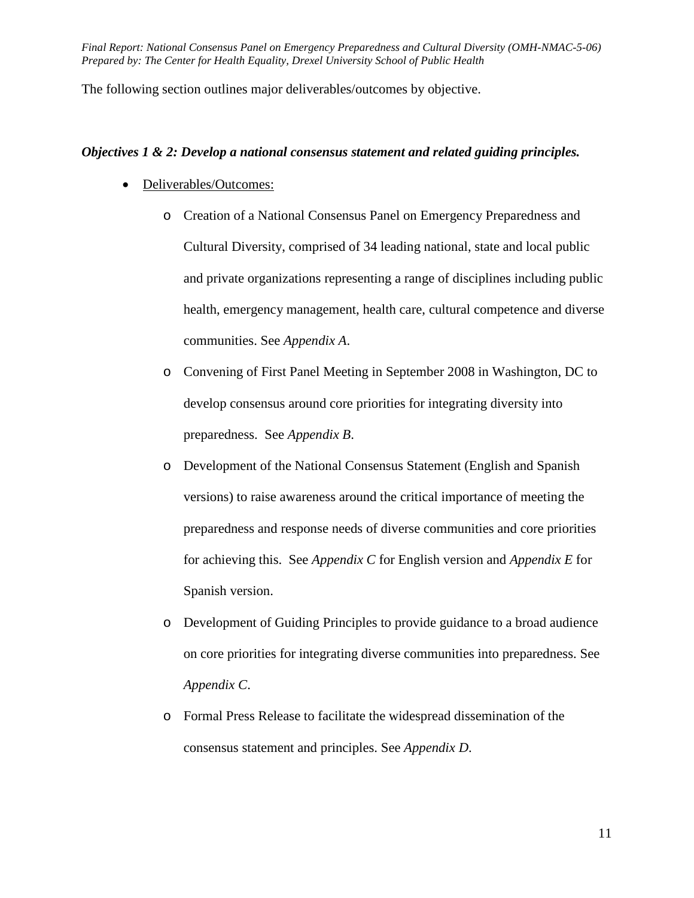The following section outlines major deliverables/outcomes by objective.

***Objectives 1 & 2: Develop a national consensus statement and related guiding principles.***

- Deliverables/Outcomes:
  - Creation of a National Consensus Panel on Emergency Preparedness and Cultural Diversity, comprised of 34 leading national, state and local public and private organizations representing a range of disciplines including public health, emergency management, health care, cultural competence and diverse communities. See *Appendix A*.
  - Convening of First Panel Meeting in September 2008 in Washington, DC to develop consensus around core priorities for integrating diversity into preparedness. See *Appendix B*.
  - Development of the National Consensus Statement (English and Spanish versions) to raise awareness around the critical importance of meeting the preparedness and response needs of diverse communities and core priorities for achieving this. See *Appendix C* for English version and *Appendix E* for Spanish version.
  - Development of Guiding Principles to provide guidance to a broad audience on core priorities for integrating diverse communities into preparedness. See *Appendix C*.
  - Formal Press Release to facilitate the widespread dissemination of the consensus statement and principles. See *Appendix D*.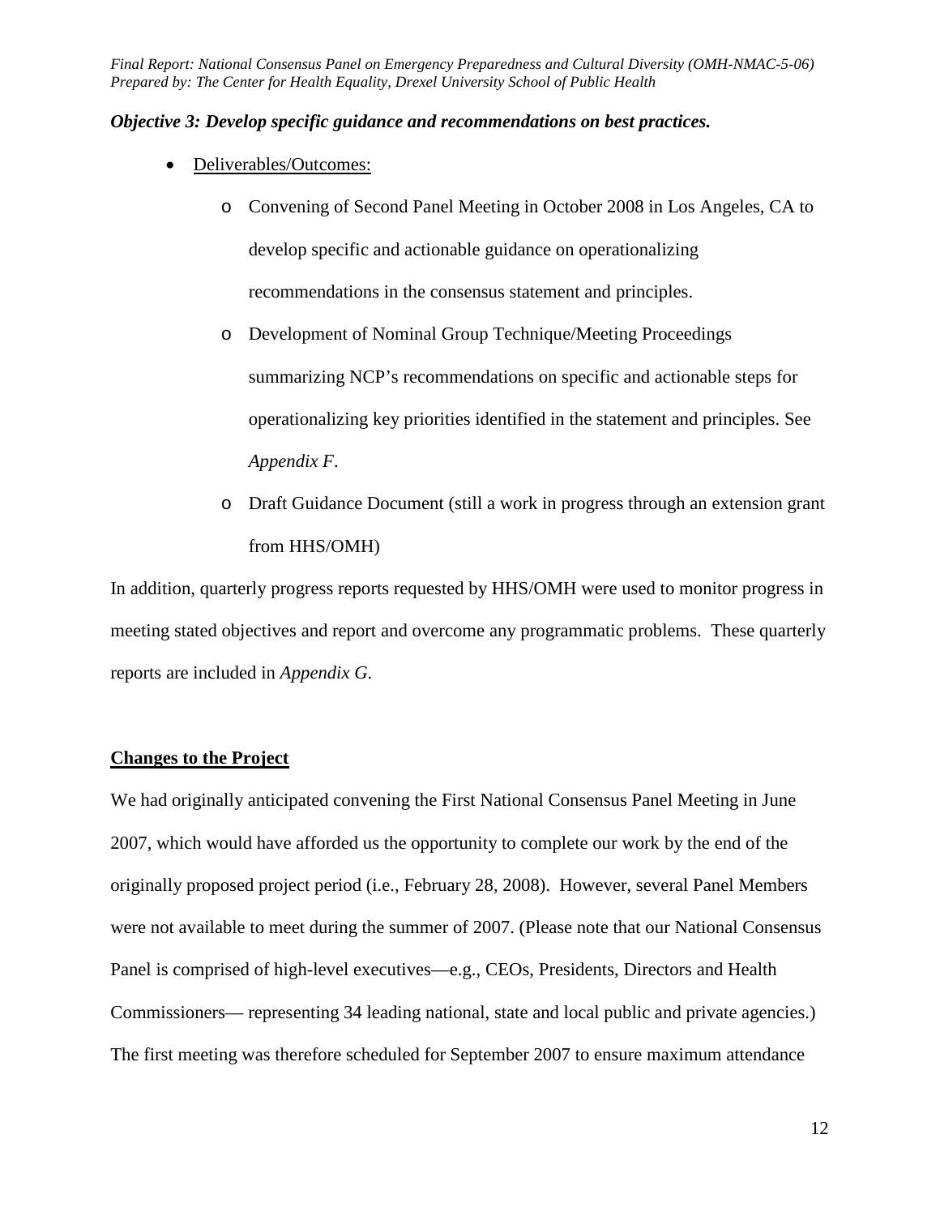***Objective 3: Develop specific guidance and recommendations on best practices.***

- Deliverables/Outcomes:
  - Convening of Second Panel Meeting in October 2008 in Los Angeles, CA to develop specific and actionable guidance on operationalizing recommendations in the consensus statement and principles.
  - Development of Nominal Group Technique/Meeting Proceedings summarizing NCP's recommendations on specific and actionable steps for operationalizing key priorities identified in the statement and principles. See *Appendix F*.
  - Draft Guidance Document (still a work in progress through an extension grant from HHS/OMH)

In addition, quarterly progress reports requested by HHS/OMH were used to monitor progress in meeting stated objectives and report and overcome any programmatic problems. These quarterly reports are included in *Appendix G*.

## Changes to the Project

We had originally anticipated convening the First National Consensus Panel Meeting in June 2007, which would have afforded us the opportunity to complete our work by the end of the originally proposed project period (i.e., February 28, 2008). However, several Panel Members were not available to meet during the summer of 2007. (Please note that our National Consensus Panel is comprised of high-level executives—e.g., CEOs, Presidents, Directors and Health Commissioners— representing 34 leading national, state and local public and private agencies.) The first meeting was therefore scheduled for September 2007 to ensure maximum attendance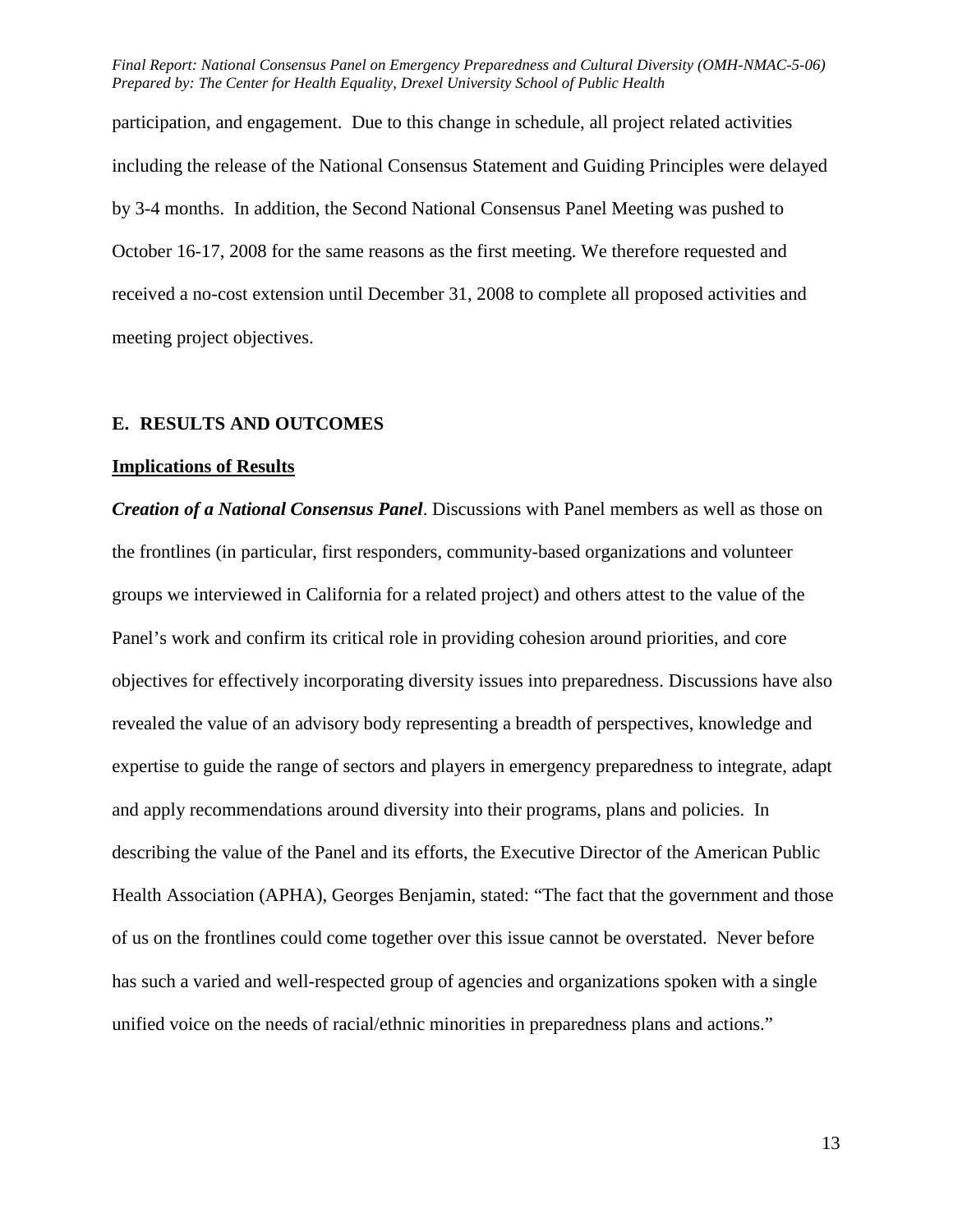participation, and engagement. Due to this change in schedule, all project related activities including the release of the National Consensus Statement and Guiding Principles were delayed by 3-4 months. In addition, the Second National Consensus Panel Meeting was pushed to October 16-17, 2008 for the same reasons as the first meeting. We therefore requested and received a no-cost extension until December 31, 2008 to complete all proposed activities and meeting project objectives.

## E. RESULTS AND OUTCOMES

### Implications of Results

***Creation of a National Consensus Panel***. Discussions with Panel members as well as those on the frontlines (in particular, first responders, community-based organizations and volunteer groups we interviewed in California for a related project) and others attest to the value of the Panel's work and confirm its critical role in providing cohesion around priorities, and core objectives for effectively incorporating diversity issues into preparedness. Discussions have also revealed the value of an advisory body representing a breadth of perspectives, knowledge and expertise to guide the range of sectors and players in emergency preparedness to integrate, adapt and apply recommendations around diversity into their programs, plans and policies. In describing the value of the Panel and its efforts, the Executive Director of the American Public Health Association (APHA), Georges Benjamin, stated: "The fact that the government and those of us on the frontlines could come together over this issue cannot be overstated. Never before has such a varied and well-respected group of agencies and organizations spoken with a single unified voice on the needs of racial/ethnic minorities in preparedness plans and actions."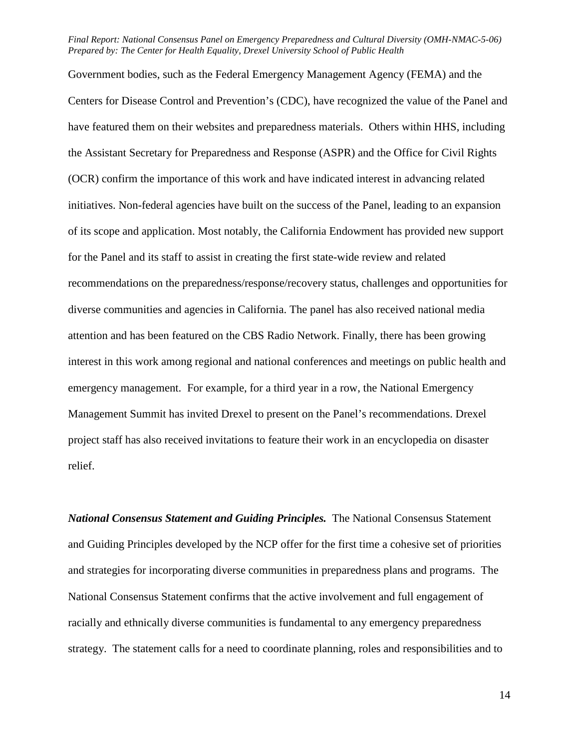Government bodies, such as the Federal Emergency Management Agency (FEMA) and the Centers for Disease Control and Prevention's (CDC), have recognized the value of the Panel and have featured them on their websites and preparedness materials. Others within HHS, including the Assistant Secretary for Preparedness and Response (ASPR) and the Office for Civil Rights (OCR) confirm the importance of this work and have indicated interest in advancing related initiatives. Non-federal agencies have built on the success of the Panel, leading to an expansion of its scope and application. Most notably, the California Endowment has provided new support for the Panel and its staff to assist in creating the first state-wide review and related recommendations on the preparedness/response/recovery status, challenges and opportunities for diverse communities and agencies in California. The panel has also received national media attention and has been featured on the CBS Radio Network. Finally, there has been growing interest in this work among regional and national conferences and meetings on public health and emergency management. For example, for a third year in a row, the National Emergency Management Summit has invited Drexel to present on the Panel's recommendations. Drexel project staff has also received invitations to feature their work in an encyclopedia on disaster relief.

***National Consensus Statement and Guiding Principles.*** The National Consensus Statement and Guiding Principles developed by the NCP offer for the first time a cohesive set of priorities and strategies for incorporating diverse communities in preparedness plans and programs. The National Consensus Statement confirms that the active involvement and full engagement of racially and ethnically diverse communities is fundamental to any emergency preparedness strategy. The statement calls for a need to coordinate planning, roles and responsibilities and to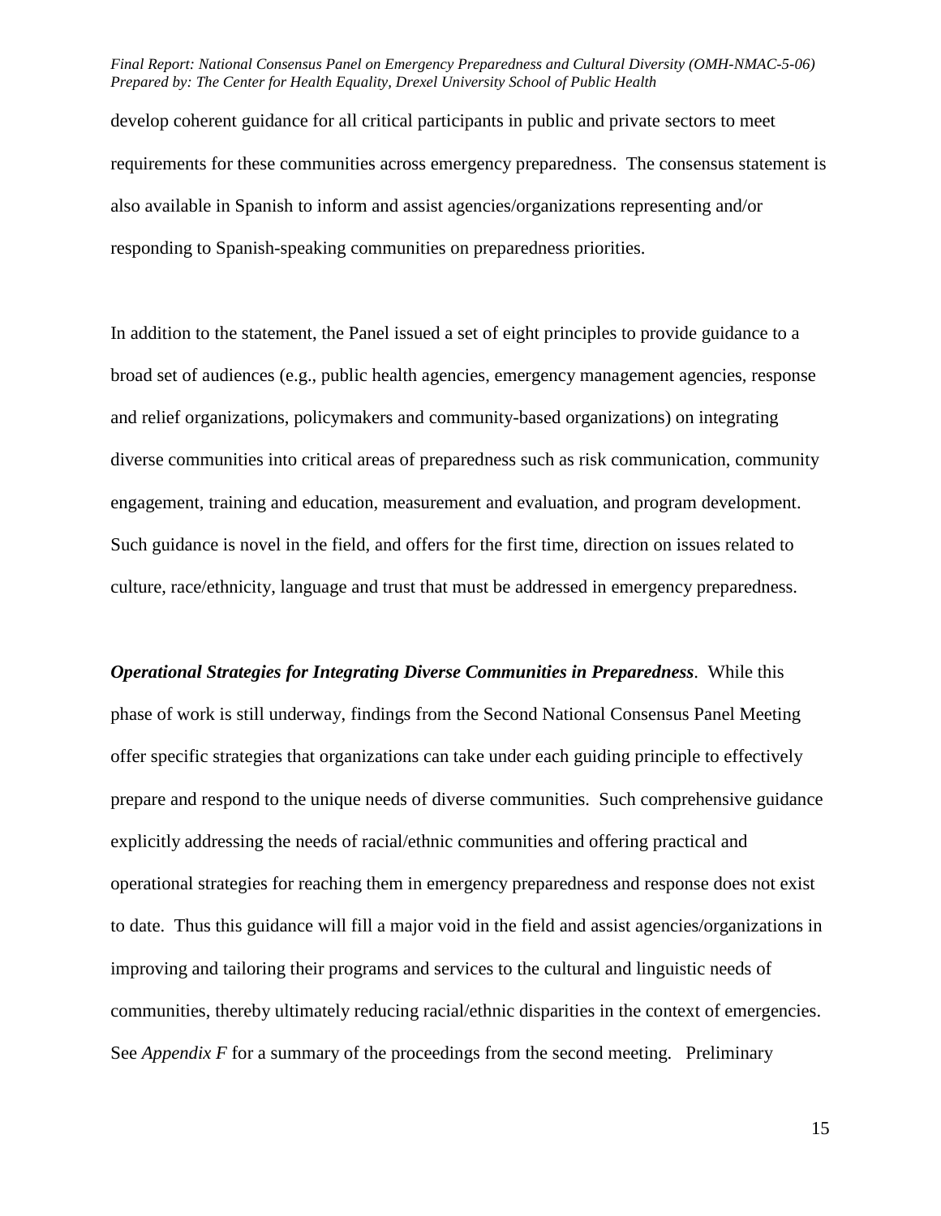develop coherent guidance for all critical participants in public and private sectors to meet requirements for these communities across emergency preparedness. The consensus statement is also available in Spanish to inform and assist agencies/organizations representing and/or responding to Spanish-speaking communities on preparedness priorities.

In addition to the statement, the Panel issued a set of eight principles to provide guidance to a broad set of audiences (e.g., public health agencies, emergency management agencies, response and relief organizations, policymakers and community-based organizations) on integrating diverse communities into critical areas of preparedness such as risk communication, community engagement, training and education, measurement and evaluation, and program development. Such guidance is novel in the field, and offers for the first time, direction on issues related to culture, race/ethnicity, language and trust that must be addressed in emergency preparedness.

***Operational Strategies for Integrating Diverse Communities in Preparedness***. While this phase of work is still underway, findings from the Second National Consensus Panel Meeting offer specific strategies that organizations can take under each guiding principle to effectively prepare and respond to the unique needs of diverse communities. Such comprehensive guidance explicitly addressing the needs of racial/ethnic communities and offering practical and operational strategies for reaching them in emergency preparedness and response does not exist to date. Thus this guidance will fill a major void in the field and assist agencies/organizations in improving and tailoring their programs and services to the cultural and linguistic needs of communities, thereby ultimately reducing racial/ethnic disparities in the context of emergencies. See *Appendix F* for a summary of the proceedings from the second meeting. Preliminary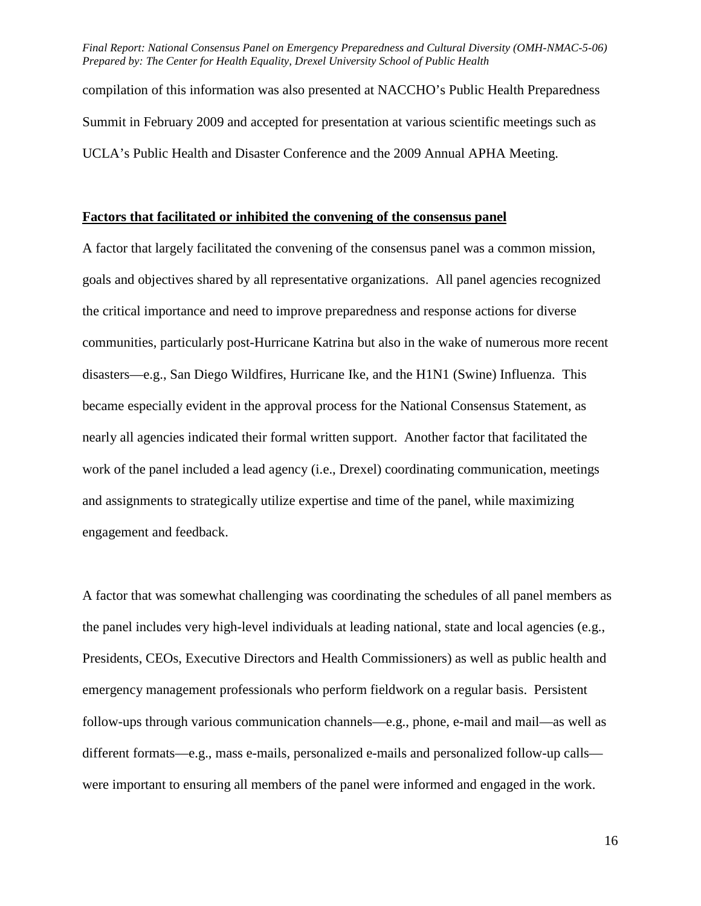compilation of this information was also presented at NACCHO's Public Health Preparedness Summit in February 2009 and accepted for presentation at various scientific meetings such as UCLA's Public Health and Disaster Conference and the 2009 Annual APHA Meeting.

## **Factors that facilitated or inhibited the convening of the consensus panel**

A factor that largely facilitated the convening of the consensus panel was a common mission, goals and objectives shared by all representative organizations. All panel agencies recognized the critical importance and need to improve preparedness and response actions for diverse communities, particularly post-Hurricane Katrina but also in the wake of numerous more recent disasters—e.g., San Diego Wildfires, Hurricane Ike, and the H1N1 (Swine) Influenza. This became especially evident in the approval process for the National Consensus Statement, as nearly all agencies indicated their formal written support. Another factor that facilitated the work of the panel included a lead agency (i.e., Drexel) coordinating communication, meetings and assignments to strategically utilize expertise and time of the panel, while maximizing engagement and feedback.

A factor that was somewhat challenging was coordinating the schedules of all panel members as the panel includes very high-level individuals at leading national, state and local agencies (e.g., Presidents, CEOs, Executive Directors and Health Commissioners) as well as public health and emergency management professionals who perform fieldwork on a regular basis. Persistent follow-ups through various communication channels—e.g., phone, e-mail and mail—as well as different formats—e.g., mass e-mails, personalized e-mails and personalized follow-up calls—were important to ensuring all members of the panel were informed and engaged in the work.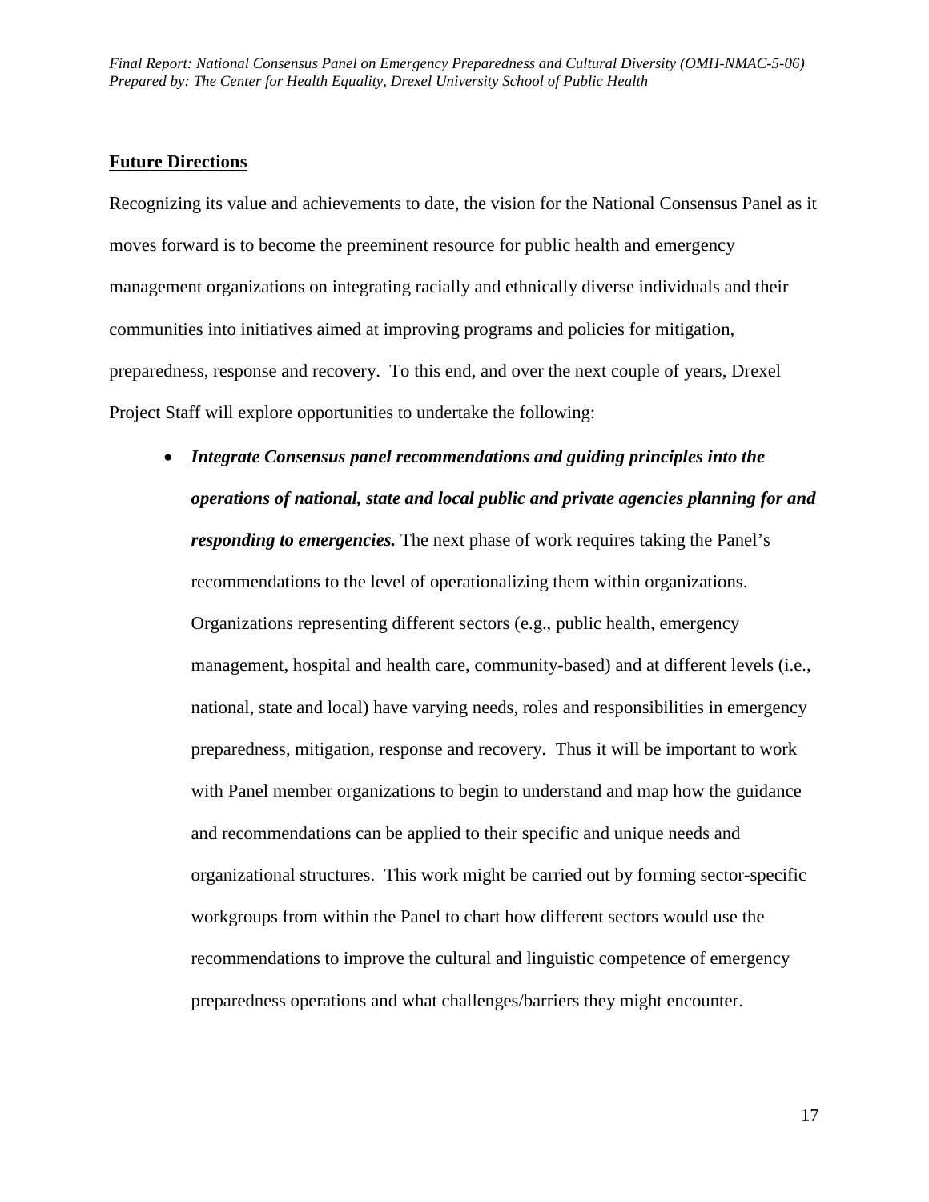## Future Directions

Recognizing its value and achievements to date, the vision for the National Consensus Panel as it moves forward is to become the preeminent resource for public health and emergency management organizations on integrating racially and ethnically diverse individuals and their communities into initiatives aimed at improving programs and policies for mitigation, preparedness, response and recovery. To this end, and over the next couple of years, Drexel Project Staff will explore opportunities to undertake the following:

- ***Integrate Consensus panel recommendations and guiding principles into the operations of national, state and local public and private agencies planning for and responding to emergencies.*** The next phase of work requires taking the Panel's recommendations to the level of operationalizing them within organizations. Organizations representing different sectors (e.g., public health, emergency management, hospital and health care, community-based) and at different levels (i.e., national, state and local) have varying needs, roles and responsibilities in emergency preparedness, mitigation, response and recovery. Thus it will be important to work with Panel member organizations to begin to understand and map how the guidance and recommendations can be applied to their specific and unique needs and organizational structures. This work might be carried out by forming sector-specific workgroups from within the Panel to chart how different sectors would use the recommendations to improve the cultural and linguistic competence of emergency preparedness operations and what challenges/barriers they might encounter.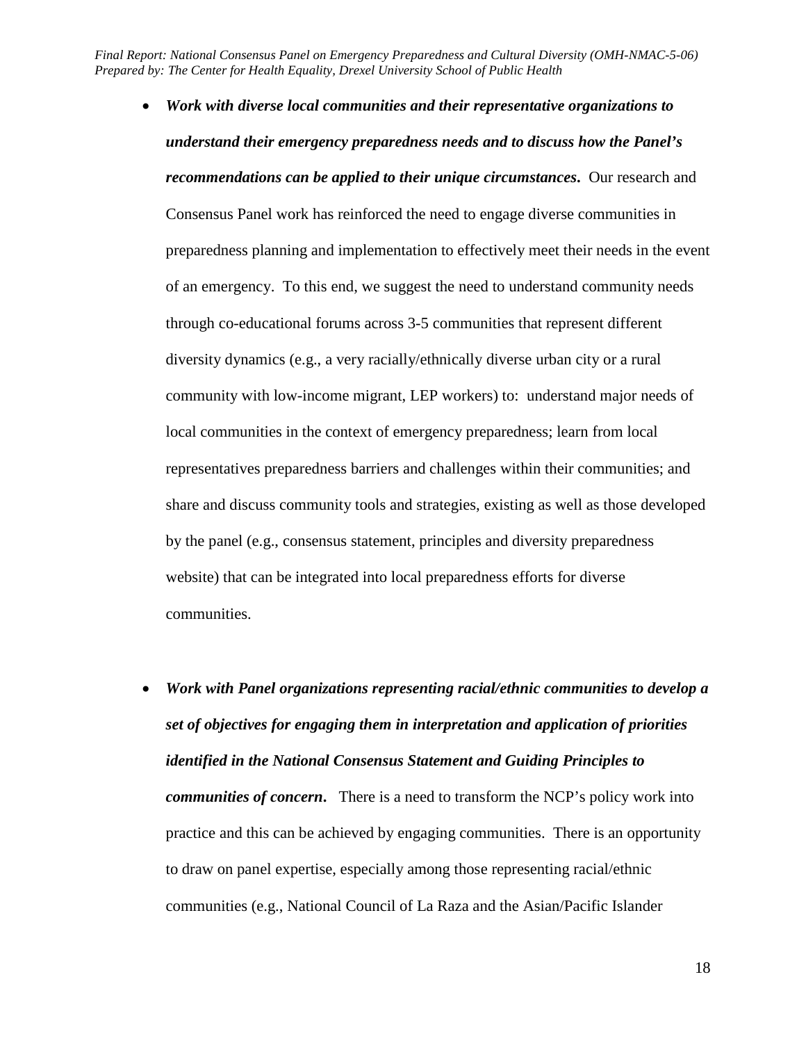- ***Work with diverse local communities and their representative organizations to understand their emergency preparedness needs and to discuss how the Panel's recommendations can be applied to their unique circumstances.*** Our research and Consensus Panel work has reinforced the need to engage diverse communities in preparedness planning and implementation to effectively meet their needs in the event of an emergency. To this end, we suggest the need to understand community needs through co-educational forums across 3-5 communities that represent different diversity dynamics (e.g., a very racially/ethnically diverse urban city or a rural community with low-income migrant, LEP workers) to: understand major needs of local communities in the context of emergency preparedness; learn from local representatives preparedness barriers and challenges within their communities; and share and discuss community tools and strategies, existing as well as those developed by the panel (e.g., consensus statement, principles and diversity preparedness website) that can be integrated into local preparedness efforts for diverse communities.

- ***Work with Panel organizations representing racial/ethnic communities to develop a set of objectives for engaging them in interpretation and application of priorities identified in the National Consensus Statement and Guiding Principles to communities of concern.*** There is a need to transform the NCP's policy work into practice and this can be achieved by engaging communities. There is an opportunity to draw on panel expertise, especially among those representing racial/ethnic communities (e.g., National Council of La Raza and the Asian/Pacific Islander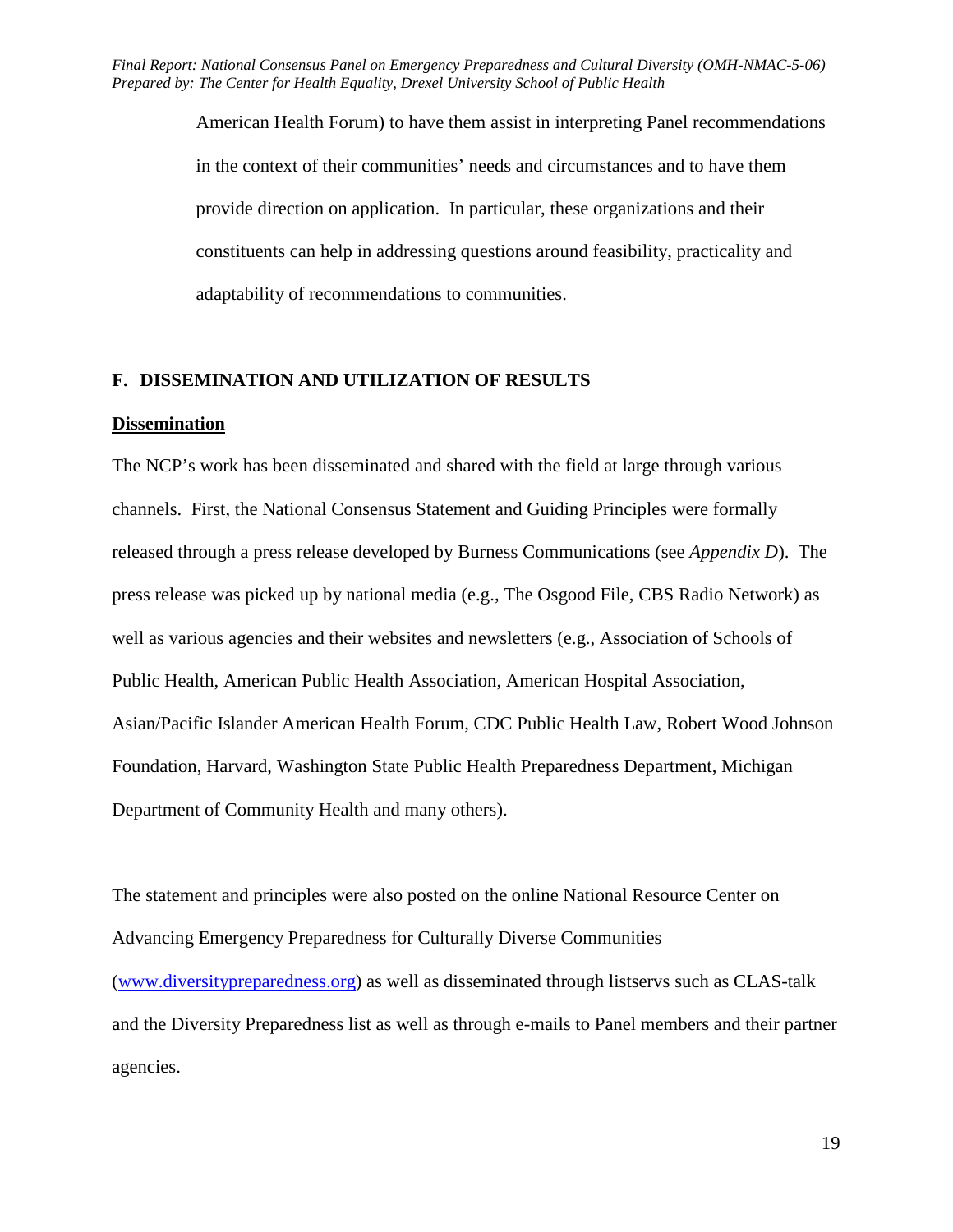American Health Forum) to have them assist in interpreting Panel recommendations in the context of their communities' needs and circumstances and to have them provide direction on application. In particular, these organizations and their constituents can help in addressing questions around feasibility, practicality and adaptability of recommendations to communities.

## F. DISSEMINATION AND UTILIZATION OF RESULTS

**Dissemination**

The NCP's work has been disseminated and shared with the field at large through various channels. First, the National Consensus Statement and Guiding Principles were formally released through a press release developed by Burness Communications (see *Appendix D*). The press release was picked up by national media (e.g., The Osgood File, CBS Radio Network) as well as various agencies and their websites and newsletters (e.g., Association of Schools of Public Health, American Public Health Association, American Hospital Association, Asian/Pacific Islander American Health Forum, CDC Public Health Law, Robert Wood Johnson Foundation, Harvard, Washington State Public Health Preparedness Department, Michigan Department of Community Health and many others).

The statement and principles were also posted on the online National Resource Center on Advancing Emergency Preparedness for Culturally Diverse Communities (www.diversitypreparedness.org) as well as disseminated through listservs such as CLAS-talk and the Diversity Preparedness list as well as through e-mails to Panel members and their partner agencies.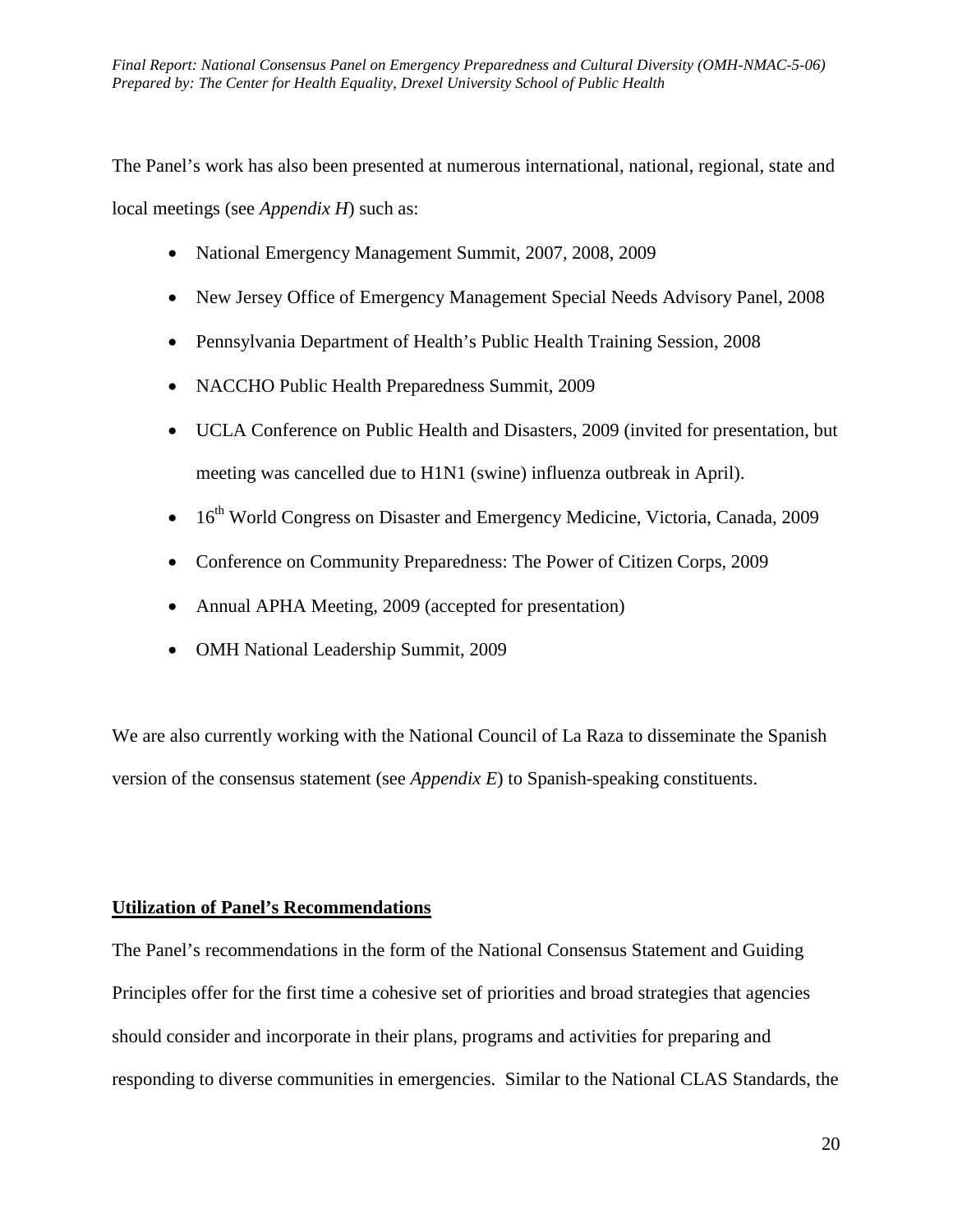The Panel's work has also been presented at numerous international, national, regional, state and local meetings (see *Appendix H*) such as:

- National Emergency Management Summit, 2007, 2008, 2009
- New Jersey Office of Emergency Management Special Needs Advisory Panel, 2008
- Pennsylvania Department of Health's Public Health Training Session, 2008
- NACCHO Public Health Preparedness Summit, 2009
- UCLA Conference on Public Health and Disasters, 2009 (invited for presentation, but meeting was cancelled due to H1N1 (swine) influenza outbreak in April).
- 16th World Congress on Disaster and Emergency Medicine, Victoria, Canada, 2009
- Conference on Community Preparedness: The Power of Citizen Corps, 2009
- Annual APHA Meeting, 2009 (accepted for presentation)
- OMH National Leadership Summit, 2009

We are also currently working with the National Council of La Raza to disseminate the Spanish version of the consensus statement (see *Appendix E*) to Spanish-speaking constituents.

## Utilization of Panel's Recommendations

The Panel's recommendations in the form of the National Consensus Statement and Guiding Principles offer for the first time a cohesive set of priorities and broad strategies that agencies should consider and incorporate in their plans, programs and activities for preparing and responding to diverse communities in emergencies. Similar to the National CLAS Standards, the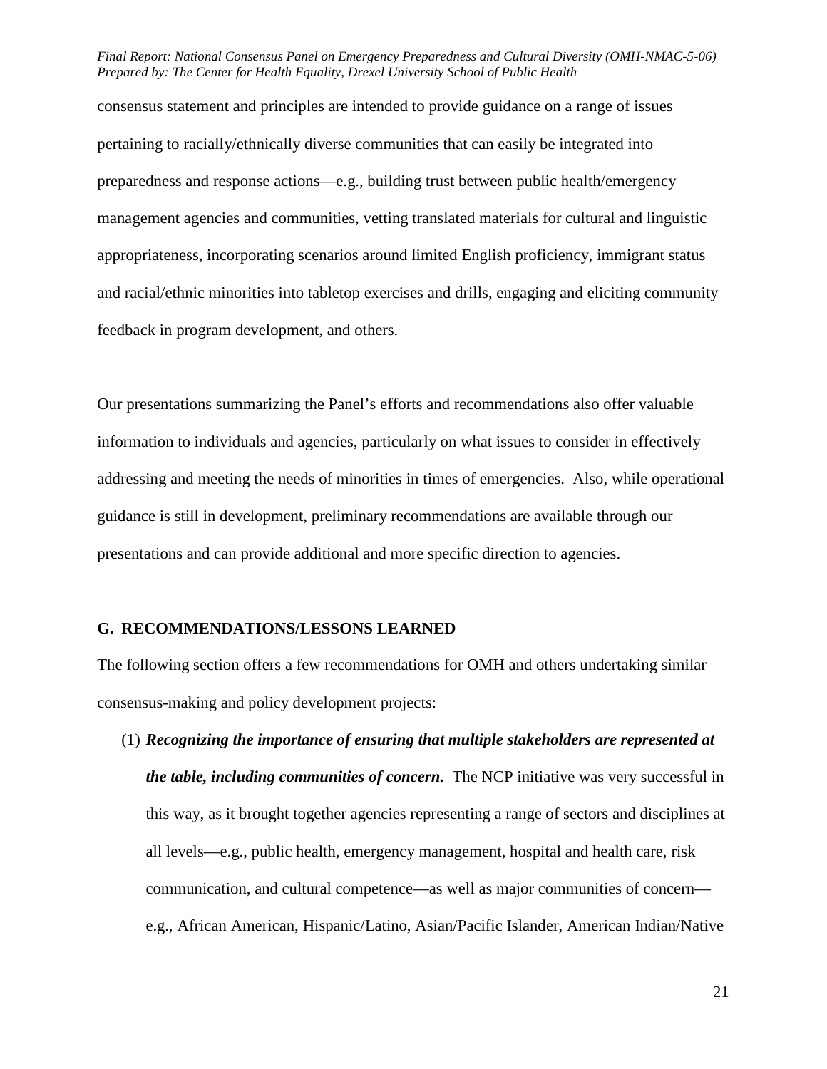consensus statement and principles are intended to provide guidance on a range of issues pertaining to racially/ethnically diverse communities that can easily be integrated into preparedness and response actions—e.g., building trust between public health/emergency management agencies and communities, vetting translated materials for cultural and linguistic appropriateness, incorporating scenarios around limited English proficiency, immigrant status and racial/ethnic minorities into tabletop exercises and drills, engaging and eliciting community feedback in program development, and others.

Our presentations summarizing the Panel's efforts and recommendations also offer valuable information to individuals and agencies, particularly on what issues to consider in effectively addressing and meeting the needs of minorities in times of emergencies. Also, while operational guidance is still in development, preliminary recommendations are available through our presentations and can provide additional and more specific direction to agencies.

## G. RECOMMENDATIONS/LESSONS LEARNED

The following section offers a few recommendations for OMH and others undertaking similar consensus-making and policy development projects:

(1) ***Recognizing the importance of ensuring that multiple stakeholders are represented at the table, including communities of concern.*** The NCP initiative was very successful in this way, as it brought together agencies representing a range of sectors and disciplines at all levels—e.g., public health, emergency management, hospital and health care, risk communication, and cultural competence—as well as major communities of concern—e.g., African American, Hispanic/Latino, Asian/Pacific Islander, American Indian/Native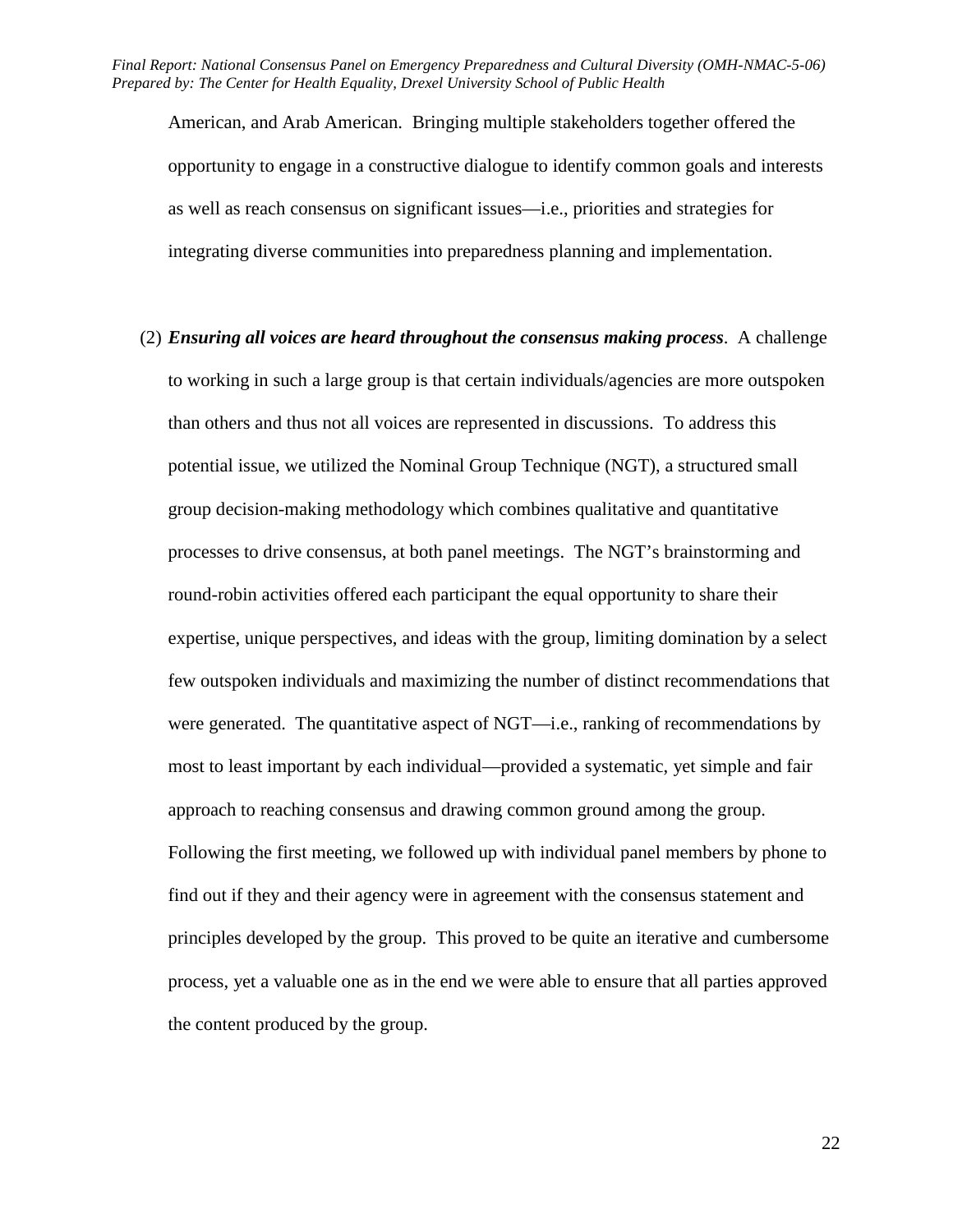American, and Arab American. Bringing multiple stakeholders together offered the opportunity to engage in a constructive dialogue to identify common goals and interests as well as reach consensus on significant issues—i.e., priorities and strategies for integrating diverse communities into preparedness planning and implementation.

(2) ***Ensuring all voices are heard throughout the consensus making process***. A challenge to working in such a large group is that certain individuals/agencies are more outspoken than others and thus not all voices are represented in discussions. To address this potential issue, we utilized the Nominal Group Technique (NGT), a structured small group decision-making methodology which combines qualitative and quantitative processes to drive consensus, at both panel meetings. The NGT's brainstorming and round-robin activities offered each participant the equal opportunity to share their expertise, unique perspectives, and ideas with the group, limiting domination by a select few outspoken individuals and maximizing the number of distinct recommendations that were generated. The quantitative aspect of NGT—i.e., ranking of recommendations by most to least important by each individual—provided a systematic, yet simple and fair approach to reaching consensus and drawing common ground among the group. Following the first meeting, we followed up with individual panel members by phone to find out if they and their agency were in agreement with the consensus statement and principles developed by the group. This proved to be quite an iterative and cumbersome process, yet a valuable one as in the end we were able to ensure that all parties approved the content produced by the group.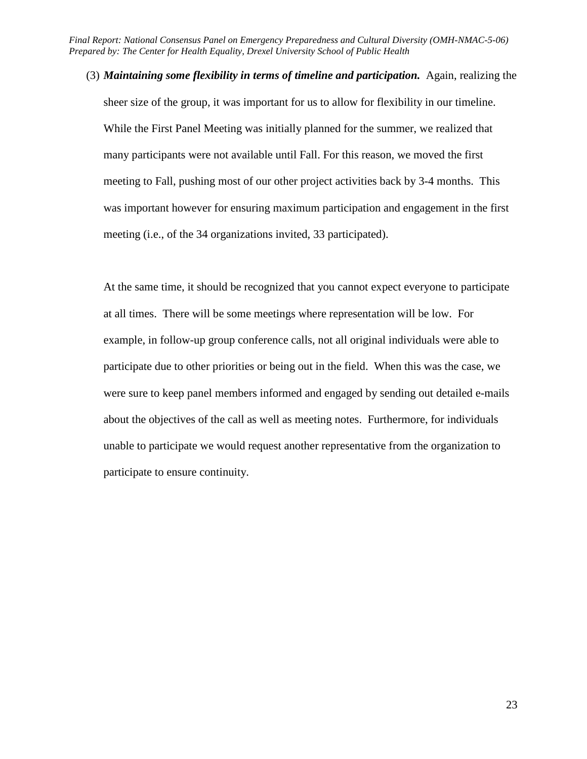(3) ***Maintaining some flexibility in terms of timeline and participation.*** Again, realizing the sheer size of the group, it was important for us to allow for flexibility in our timeline. While the First Panel Meeting was initially planned for the summer, we realized that many participants were not available until Fall. For this reason, we moved the first meeting to Fall, pushing most of our other project activities back by 3-4 months. This was important however for ensuring maximum participation and engagement in the first meeting (i.e., of the 34 organizations invited, 33 participated).

At the same time, it should be recognized that you cannot expect everyone to participate at all times. There will be some meetings where representation will be low. For example, in follow-up group conference calls, not all original individuals were able to participate due to other priorities or being out in the field. When this was the case, we were sure to keep panel members informed and engaged by sending out detailed e-mails about the objectives of the call as well as meeting notes. Furthermore, for individuals unable to participate we would request another representative from the organization to participate to ensure continuity.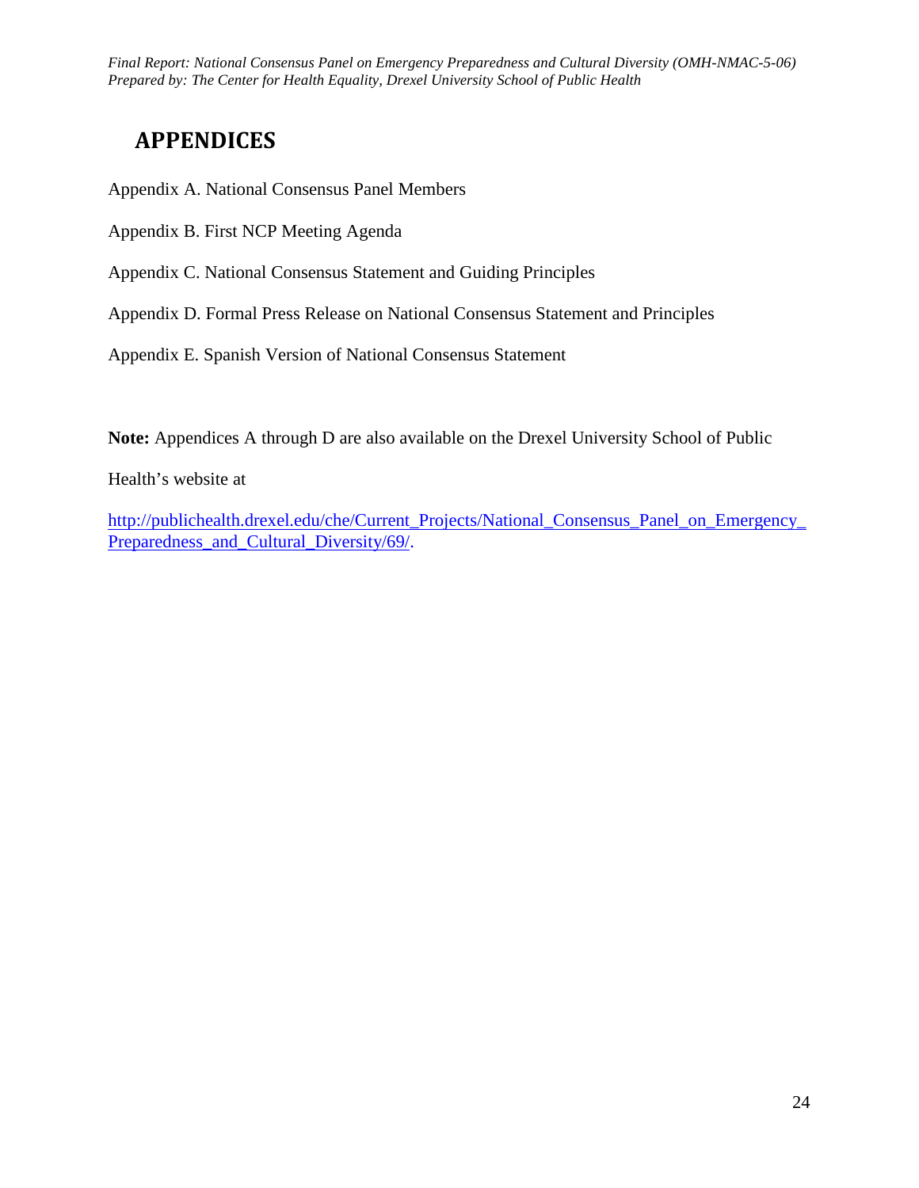# APPENDICES

Appendix A. National Consensus Panel Members

Appendix B. First NCP Meeting Agenda

Appendix C. National Consensus Statement and Guiding Principles

Appendix D. Formal Press Release on National Consensus Statement and Principles

Appendix E. Spanish Version of National Consensus Statement

**Note:** Appendices A through D are also available on the Drexel University School of Public Health's website at

http://publichealth.drexel.edu/che/Current_Projects/National_Consensus_Panel_on_Emergency_Preparedness_and_Cultural_Diversity/69/.